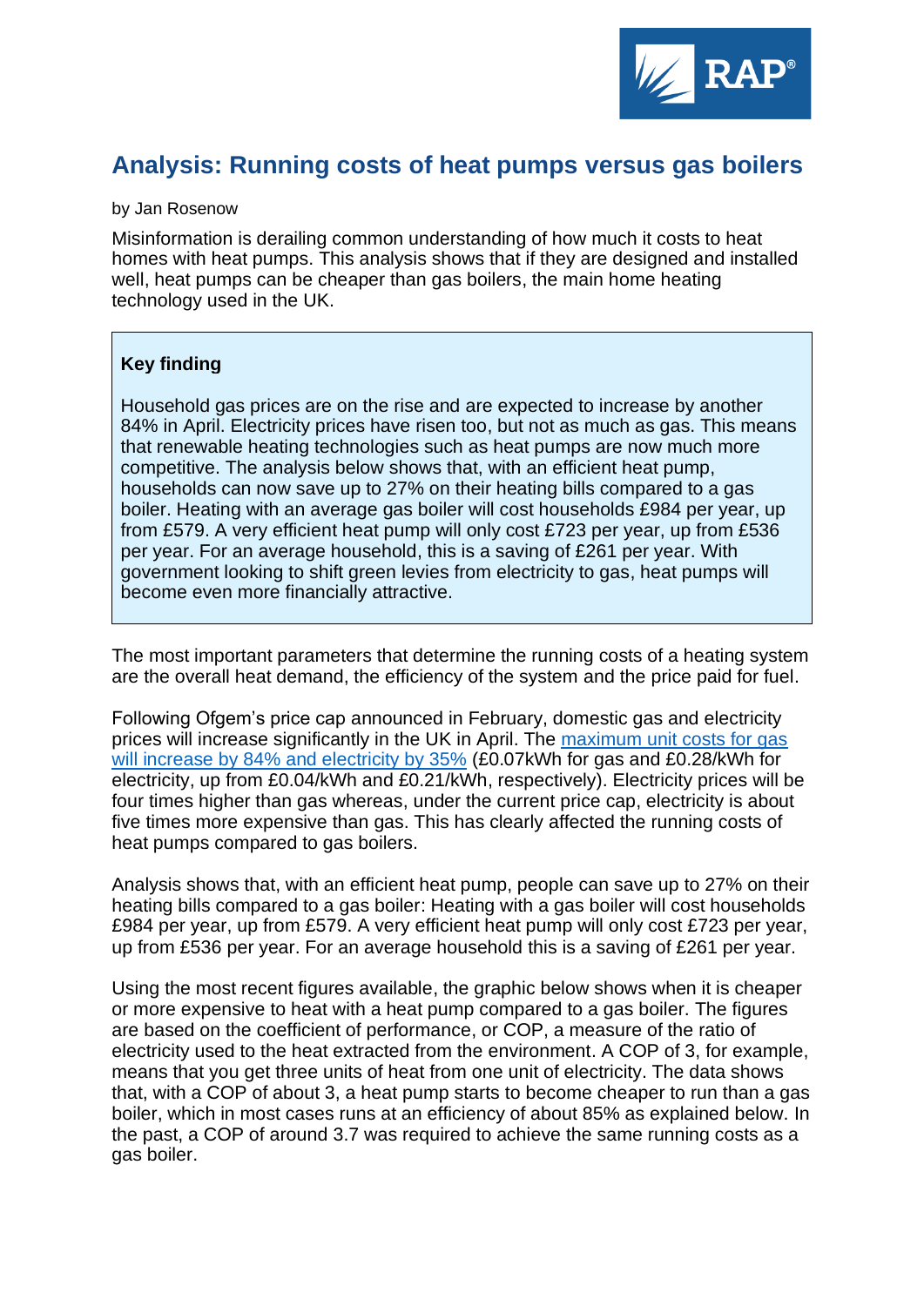# Analysis: Running costs of heat pumps versus gas boilers

by Jan Rosenow

Misinformation is derailing common understanding of how much it costs to heat homes with heat pumps. This analysis shows that if they are designed and installed well, heat pumps can be cheaper than gas boilers, the main home heating technology used in the UK.

> **Key finding**
>
> Household gas prices are on the rise and are expected to increase by another 84% in April. Electricity prices have risen too, but not as much as gas. This means that renewable heating technologies such as heat pumps are now much more competitive. The analysis below shows that, with an efficient heat pump, households can now save up to 27% on their heating bills compared to a gas boiler. Heating with an average gas boiler will cost households £984 per year, up from £579. A very efficient heat pump will only cost £723 per year, up from £536 per year. For an average household, this is a saving of £261 per year. With government looking to shift green levies from electricity to gas, heat pumps will become even more financially attractive.

The most important parameters that determine the running costs of a heating system are the overall heat demand, the efficiency of the system and the price paid for fuel.

Following Ofgem's price cap announced in February, domestic gas and electricity prices will increase significantly in the UK in April. The maximum unit costs for gas will increase by 84% and electricity by 35% (£0.07kWh for gas and £0.28/kWh for electricity, up from £0.04/kWh and £0.21/kWh, respectively). Electricity prices will be four times higher than gas whereas, under the current price cap, electricity is about five times more expensive than gas. This has clearly affected the running costs of heat pumps compared to gas boilers.

Analysis shows that, with an efficient heat pump, people can save up to 27% on their heating bills compared to a gas boiler: Heating with a gas boiler will cost households £984 per year, up from £579. A very efficient heat pump will only cost £723 per year, up from £536 per year. For an average household this is a saving of £261 per year.

Using the most recent figures available, the graphic below shows when it is cheaper or more expensive to heat with a heat pump compared to a gas boiler. The figures are based on the coefficient of performance, or COP, a measure of the ratio of electricity used to the heat extracted from the environment. A COP of 3, for example, means that you get three units of heat from one unit of electricity. The data shows that, with a COP of about 3, a heat pump starts to become cheaper to run than a gas boiler, which in most cases runs at an efficiency of about 85% as explained below. In the past, a COP of around 3.7 was required to achieve the same running costs as a gas boiler.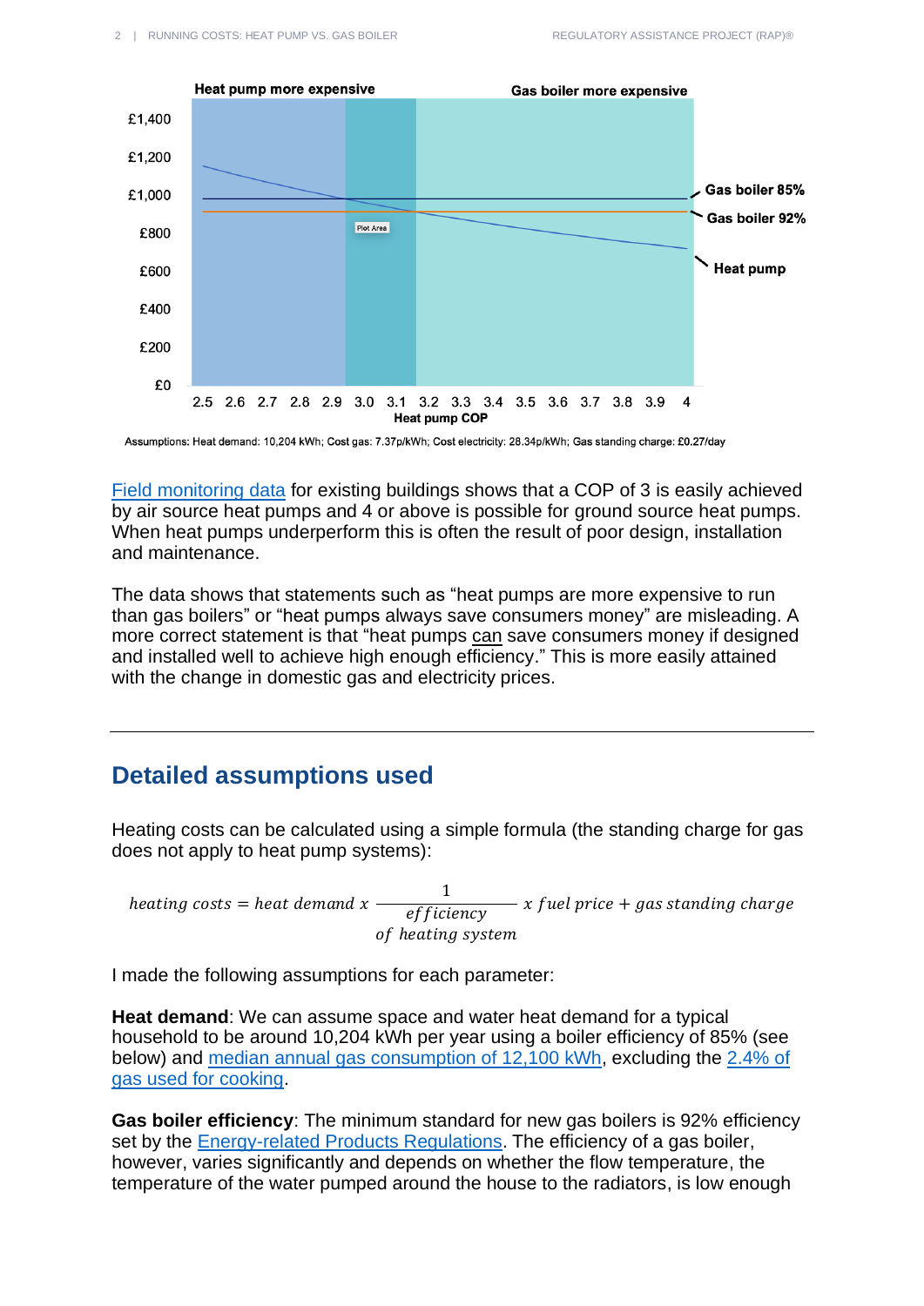Assumptions: Heat demand: 10,204 kWh; Cost gas: 7.37p/kWh; Cost electricity: 28.34p/kWh; Gas standing charge: £0.27/day

Field monitoring data for existing buildings shows that a COP of 3 is easily achieved by air source heat pumps and 4 or above is possible for ground source heat pumps. When heat pumps underperform this is often the result of poor design, installation and maintenance.

The data shows that statements such as "heat pumps are more expensive to run than gas boilers" or "heat pumps always save consumers money" are misleading. A more correct statement is that "heat pumps can save consumers money if designed and installed well to achieve high enough efficiency." This is more easily attained with the change in domestic gas and electricity prices.

## Detailed assumptions used

Heating costs can be calculated using a simple formula (the standing charge for gas does not apply to heat pump systems):

$$heating\ costs = heat\ demand\ x\ \frac{1}{\substack{efficiency \\ of\ heating\ system}}\ x\ fuel\ price + gas\ standing\ charge$$

I made the following assumptions for each parameter:

**Heat demand**: We can assume space and water heat demand for a typical household to be around 10,204 kWh per year using a boiler efficiency of 85% (see below) and median annual gas consumption of 12,100 kWh, excluding the 2.4% of gas used for cooking.

**Gas boiler efficiency**: The minimum standard for new gas boilers is 92% efficiency set by the Energy-related Products Regulations. The efficiency of a gas boiler, however, varies significantly and depends on whether the flow temperature, the temperature of the water pumped around the house to the radiators, is low enough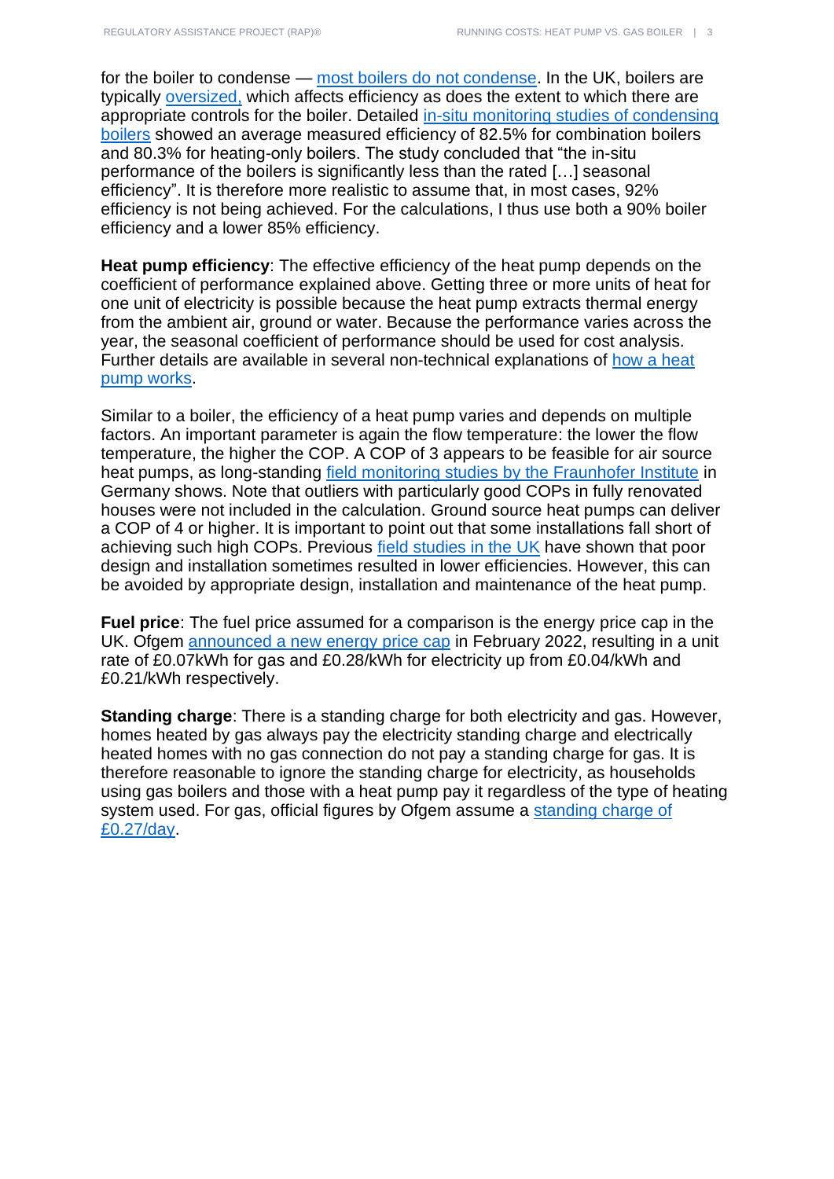for the boiler to condense — most boilers do not condense. In the UK, boilers are typically oversized, which affects efficiency as does the extent to which there are appropriate controls for the boiler. Detailed in-situ monitoring studies of condensing boilers showed an average measured efficiency of 82.5% for combination boilers and 80.3% for heating-only boilers. The study concluded that "the in-situ performance of the boilers is significantly less than the rated […] seasonal efficiency". It is therefore more realistic to assume that, in most cases, 92% efficiency is not being achieved. For the calculations, I thus use both a 90% boiler efficiency and a lower 85% efficiency.

**Heat pump efficiency**: The effective efficiency of the heat pump depends on the coefficient of performance explained above. Getting three or more units of heat for one unit of electricity is possible because the heat pump extracts thermal energy from the ambient air, ground or water. Because the performance varies across the year, the seasonal coefficient of performance should be used for cost analysis. Further details are available in several non-technical explanations of how a heat pump works.

Similar to a boiler, the efficiency of a heat pump varies and depends on multiple factors. An important parameter is again the flow temperature: the lower the flow temperature, the higher the COP. A COP of 3 appears to be feasible for air source heat pumps, as long-standing field monitoring studies by the Fraunhofer Institute in Germany shows. Note that outliers with particularly good COPs in fully renovated houses were not included in the calculation. Ground source heat pumps can deliver a COP of 4 or higher. It is important to point out that some installations fall short of achieving such high COPs. Previous field studies in the UK have shown that poor design and installation sometimes resulted in lower efficiencies. However, this can be avoided by appropriate design, installation and maintenance of the heat pump.

**Fuel price**: The fuel price assumed for a comparison is the energy price cap in the UK. Ofgem announced a new energy price cap in February 2022, resulting in a unit rate of £0.07kWh for gas and £0.28/kWh for electricity up from £0.04/kWh and £0.21/kWh respectively.

**Standing charge**: There is a standing charge for both electricity and gas. However, homes heated by gas always pay the electricity standing charge and electrically heated homes with no gas connection do not pay a standing charge for gas. It is therefore reasonable to ignore the standing charge for electricity, as households using gas boilers and those with a heat pump pay it regardless of the type of heating system used. For gas, official figures by Ofgem assume a standing charge of £0.27/day.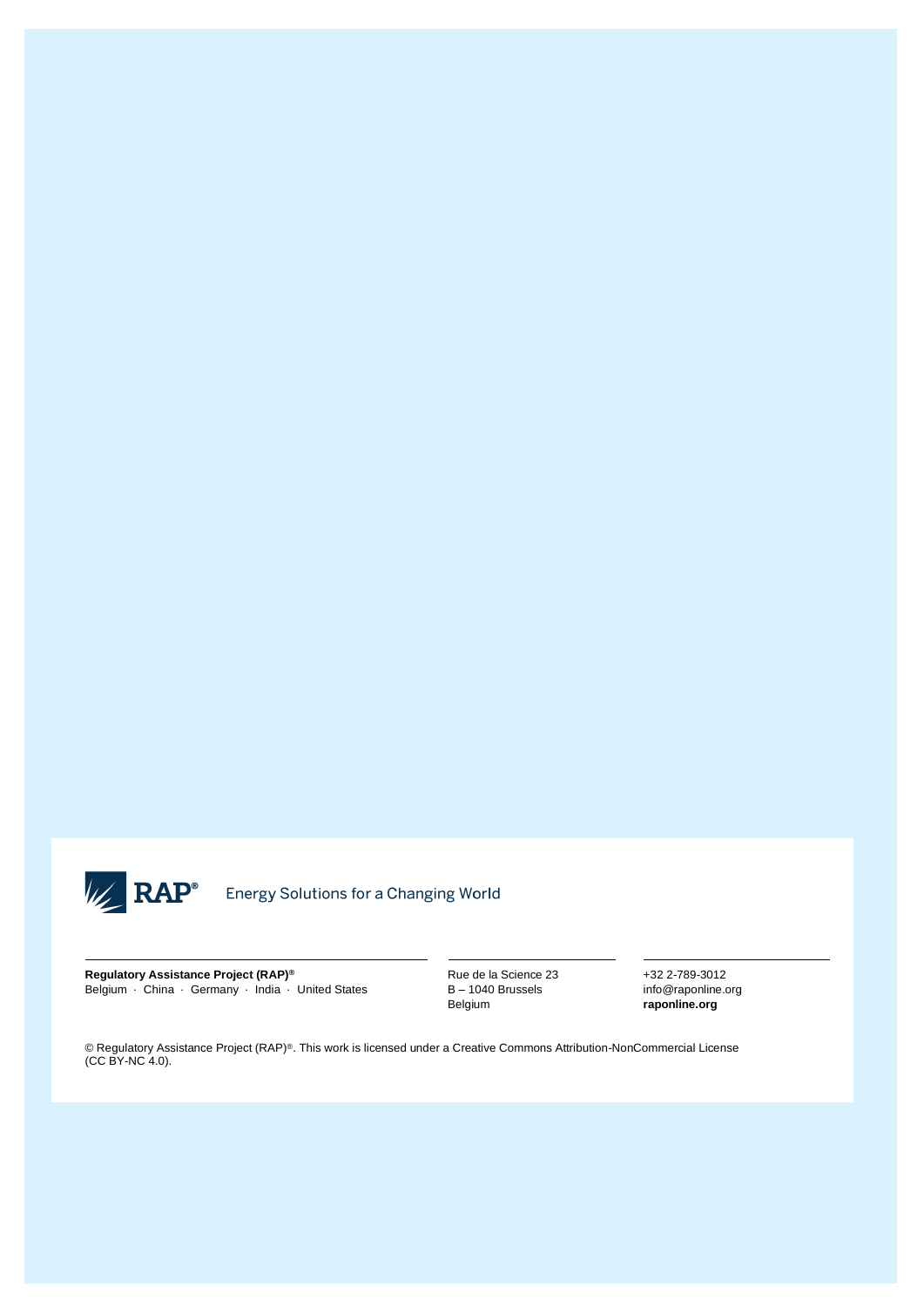RAP® Energy Solutions for a Changing World

**Regulatory Assistance Project (RAP)®**
Belgium · China · Germany · India · United States

Rue de la Science 23
B – 1040 Brussels
Belgium

+32 2-789-3012
info@raponline.org
**raponline.org**

© Regulatory Assistance Project (RAP)®. This work is licensed under a Creative Commons Attribution-NonCommercial License (CC BY-NC 4.0).